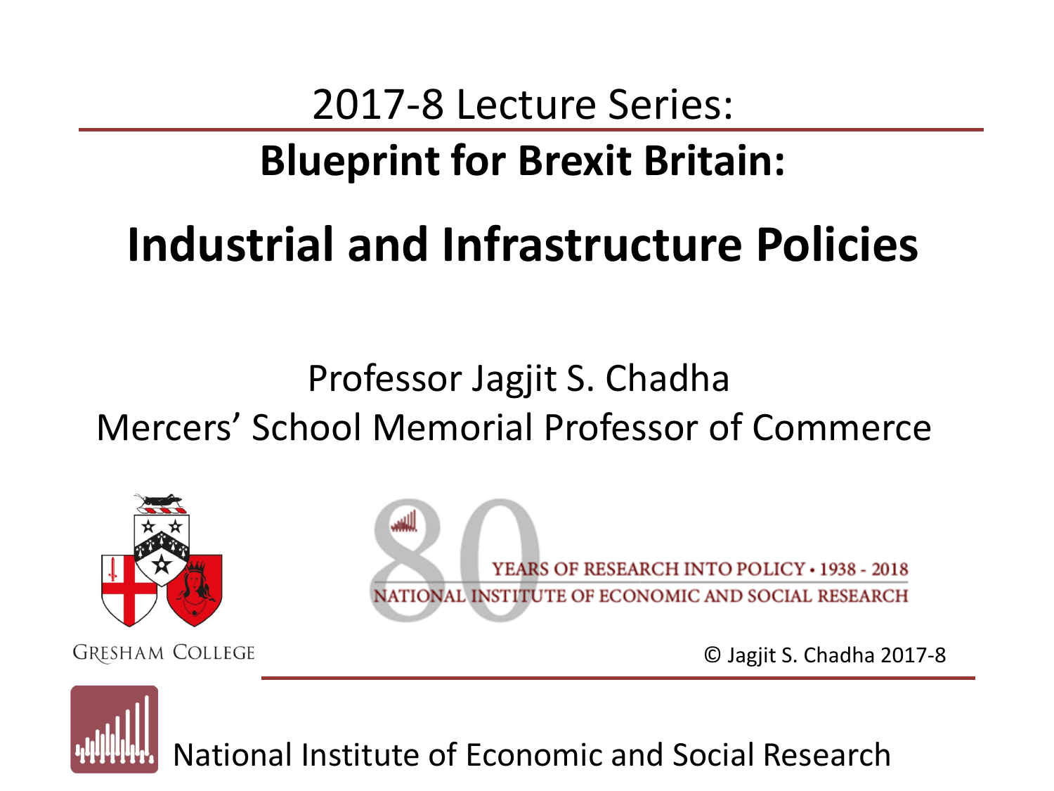2017-8 Lecture Series:

# Blueprint for Brexit Britain:

# Industrial and Infrastructure Policies

Professor Jagjit S. Chadha

Mercers' School Memorial Professor of Commerce

GRESHAM COLLEGE

80 YEARS OF RESEARCH INTO POLICY • 1938 - 2018

NATIONAL INSTITUTE OF ECONOMIC AND SOCIAL RESEARCH

© Jagjit S. Chadha 2017-8

National Institute of Economic and Social Research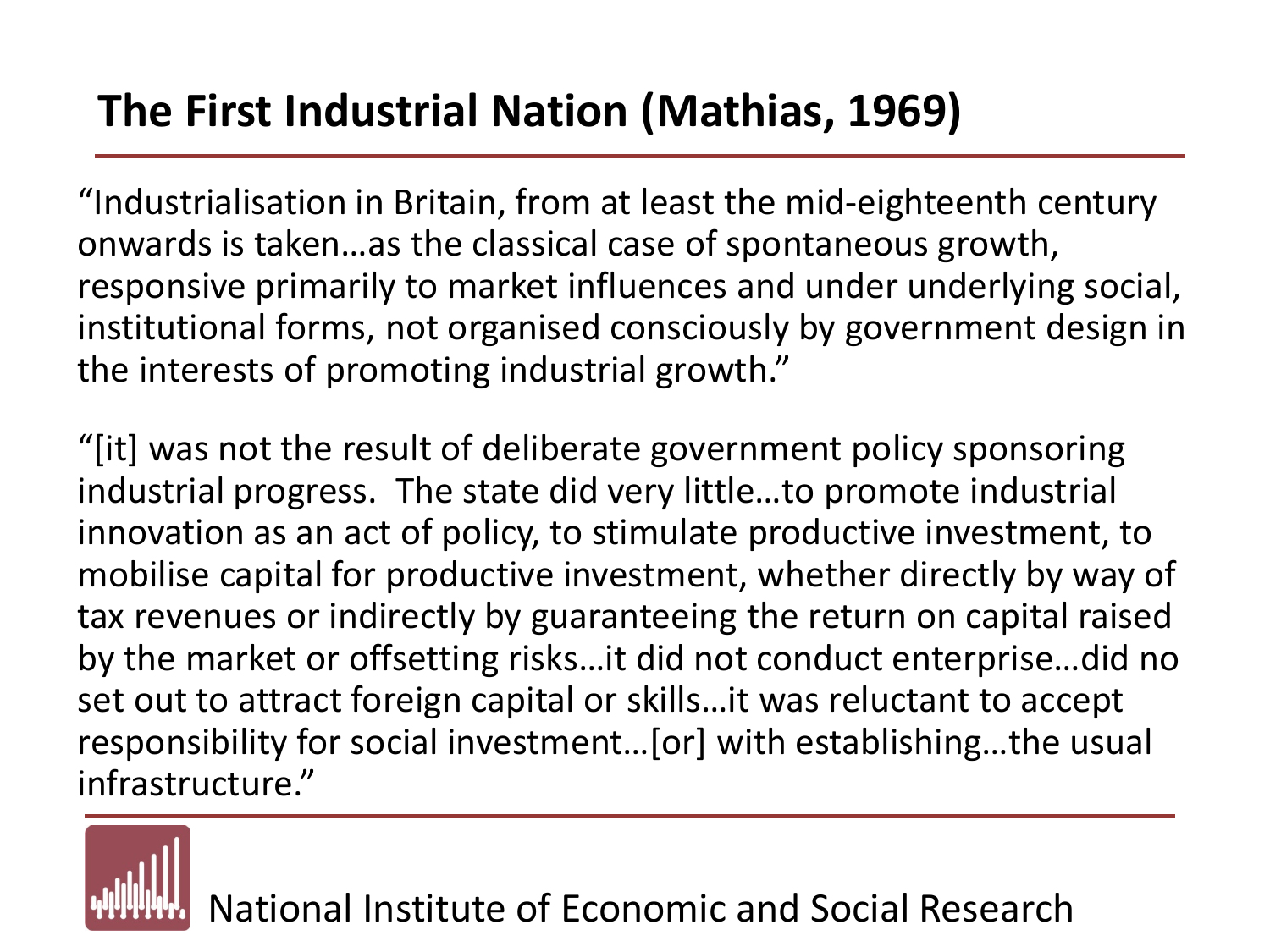# The First Industrial Nation (Mathias, 1969)

"Industrialisation in Britain, from at least the mid-eighteenth century onwards is taken…as the classical case of spontaneous growth, responsive primarily to market influences and under underlying social, institutional forms, not organised consciously by government design in the interests of promoting industrial growth."

"[it] was not the result of deliberate government policy sponsoring industrial progress. The state did very little…to promote industrial innovation as an act of policy, to stimulate productive investment, to mobilise capital for productive investment, whether directly by way of tax revenues or indirectly by guaranteeing the return on capital raised by the market or offsetting risks…it did not conduct enterprise…did no set out to attract foreign capital or skills…it was reluctant to accept responsibility for social investment…[or] with establishing…the usual infrastructure."

National Institute of Economic and Social Research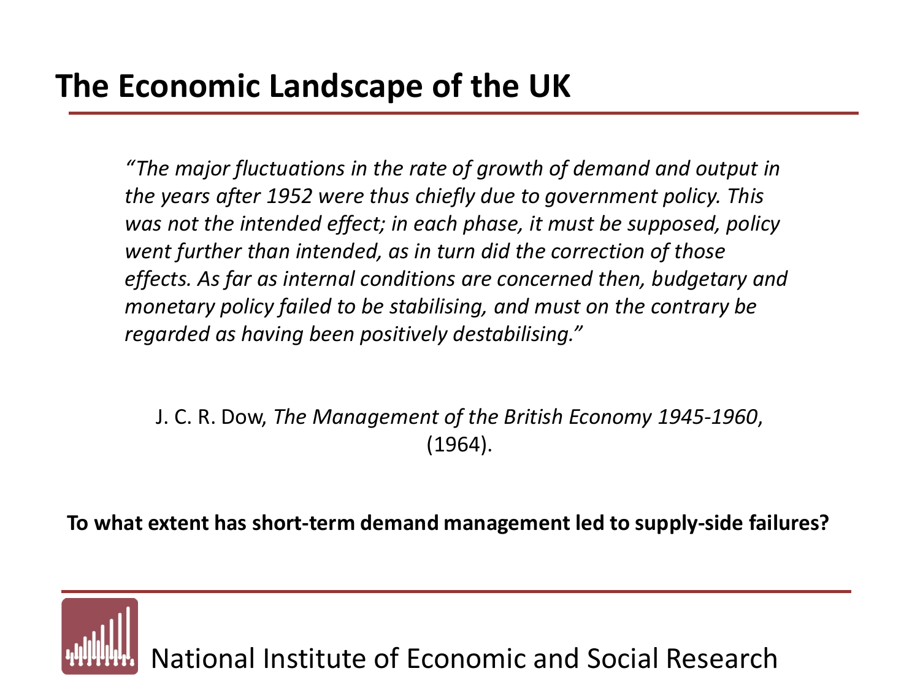# The Economic Landscape of the UK

> *"The major fluctuations in the rate of growth of demand and output in the years after 1952 were thus chiefly due to government policy. This was not the intended effect; in each phase, it must be supposed, policy went further than intended, as in turn did the correction of those effects. As far as internal conditions are concerned then, budgetary and monetary policy failed to be stabilising, and must on the contrary be regarded as having been positively destabilising."*

J. C. R. Dow, *The Management of the British Economy 1945-1960*, (1964).

**To what extent has short-term demand management led to supply-side failures?**

National Institute of Economic and Social Research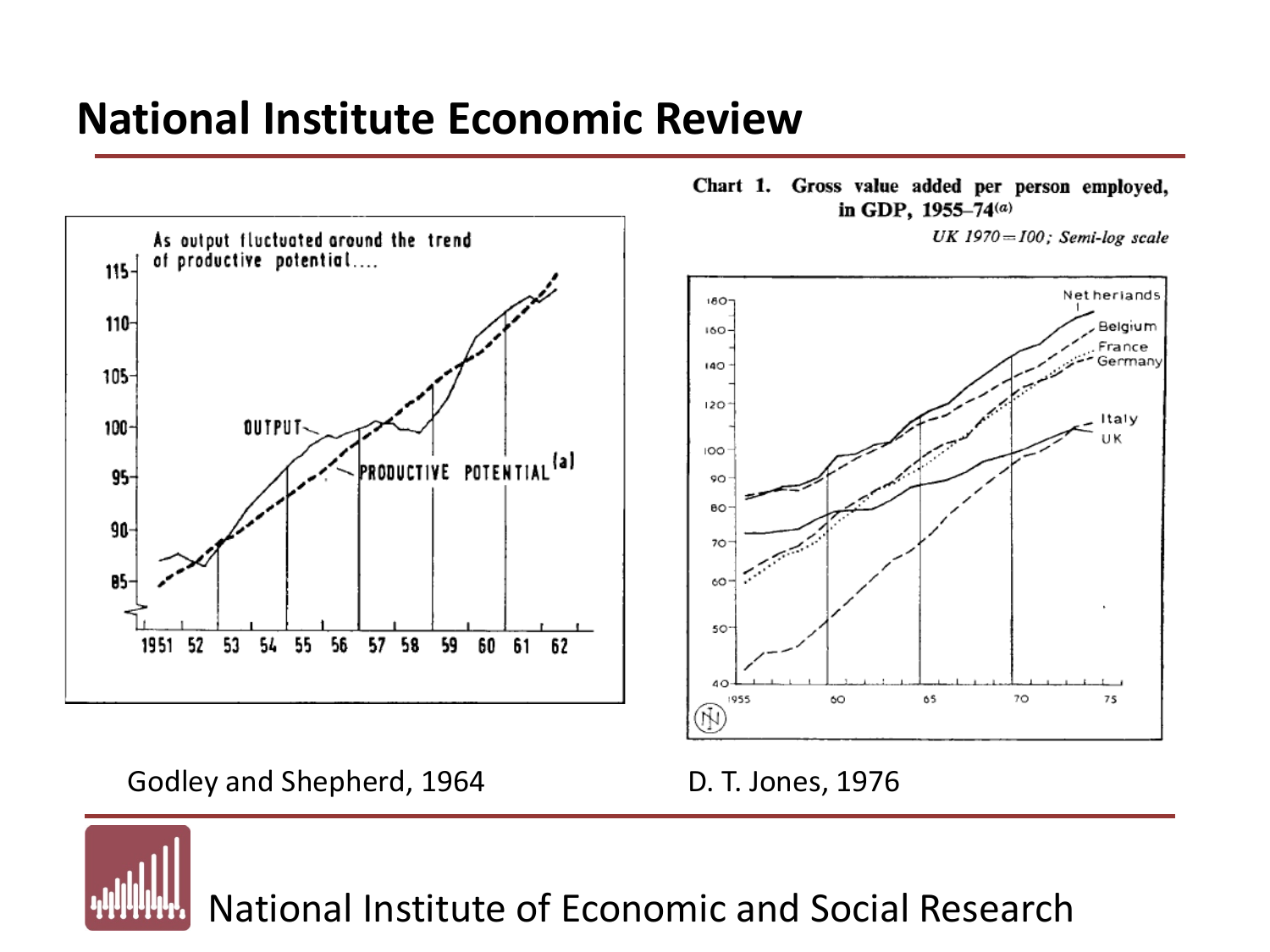# National Institute Economic Review

Chart 1. Gross value added per person employed, in GDP, 1955–74[(a)]

*UK 1970 = 100; Semi-log scale*

Godley and Shepherd, 1964

D. T. Jones, 1976

National Institute of Economic and Social Research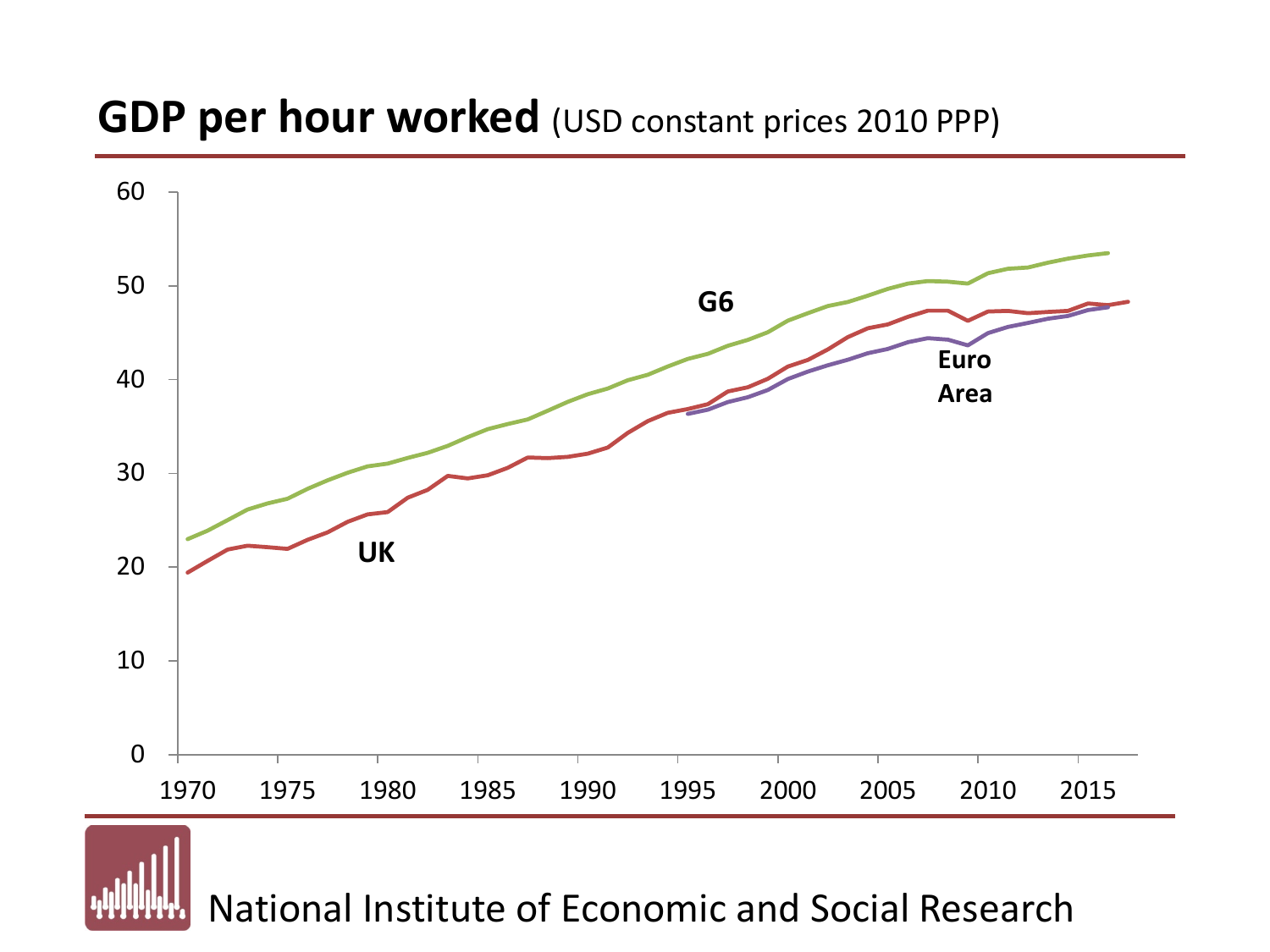# GDP per hour worked (USD constant prices 2010 PPP)

National Institute of Economic and Social Research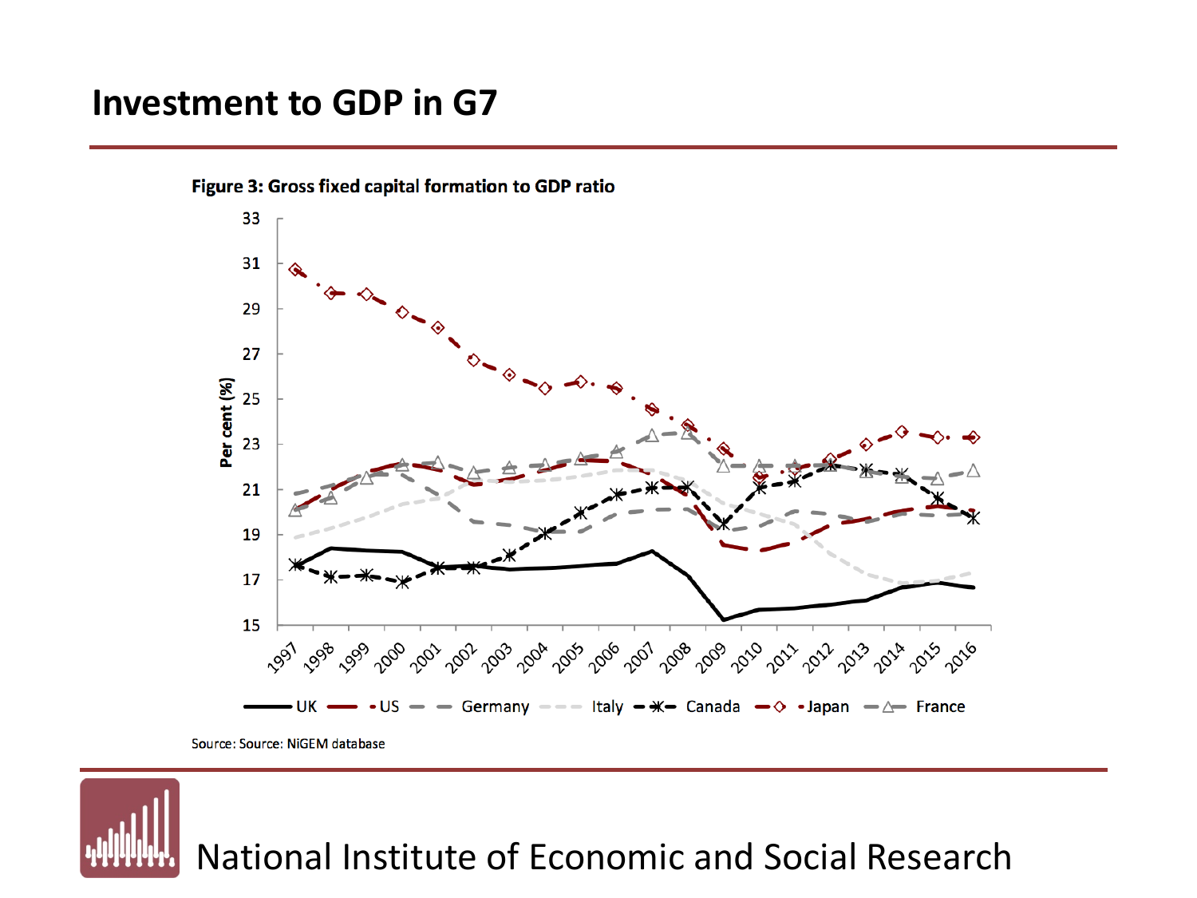# Investment to GDP in G7

**Figure 3: Gross fixed capital formation to GDP ratio**

Source: Source: NiGEM database

National Institute of Economic and Social Research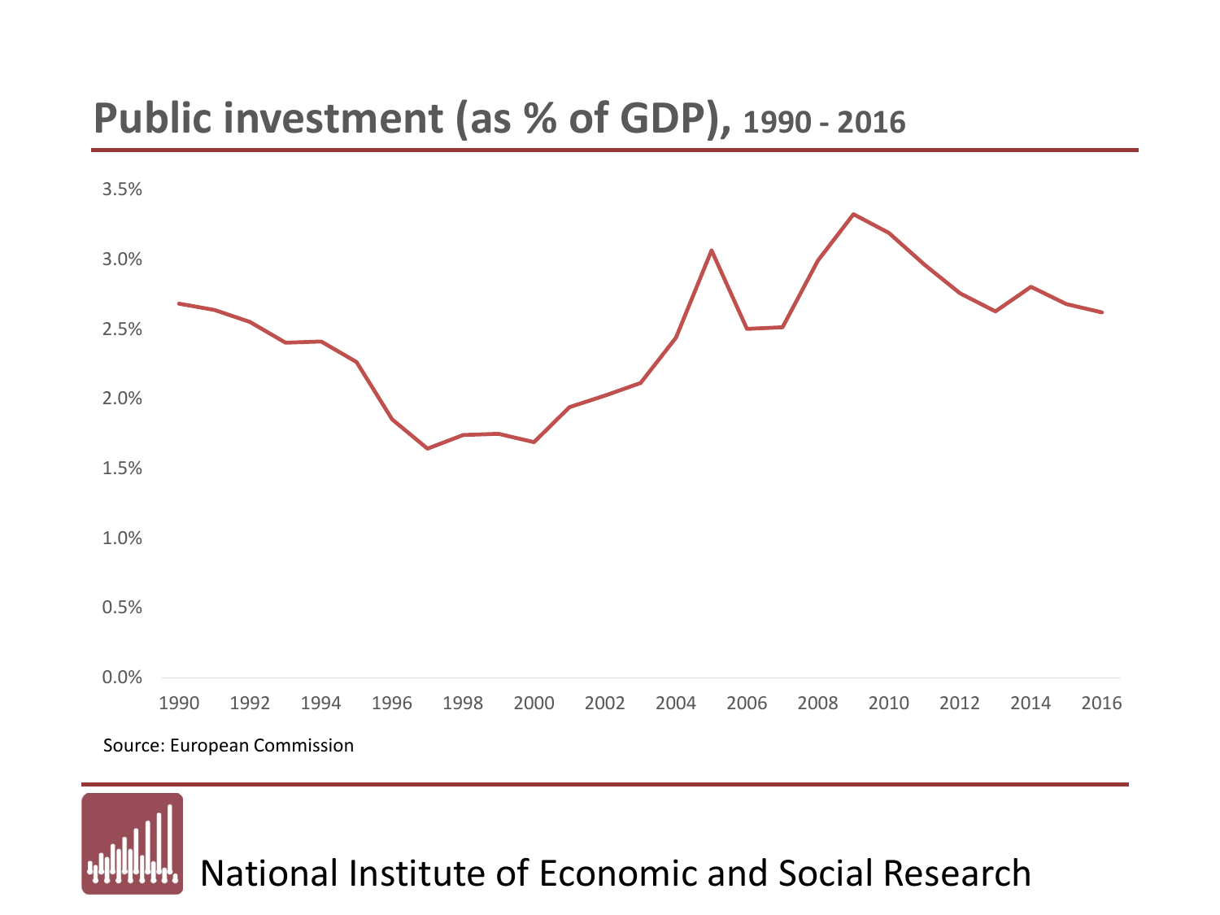# Public investment (as % of GDP), 1990 - 2016

Source: European Commission

National Institute of Economic and Social Research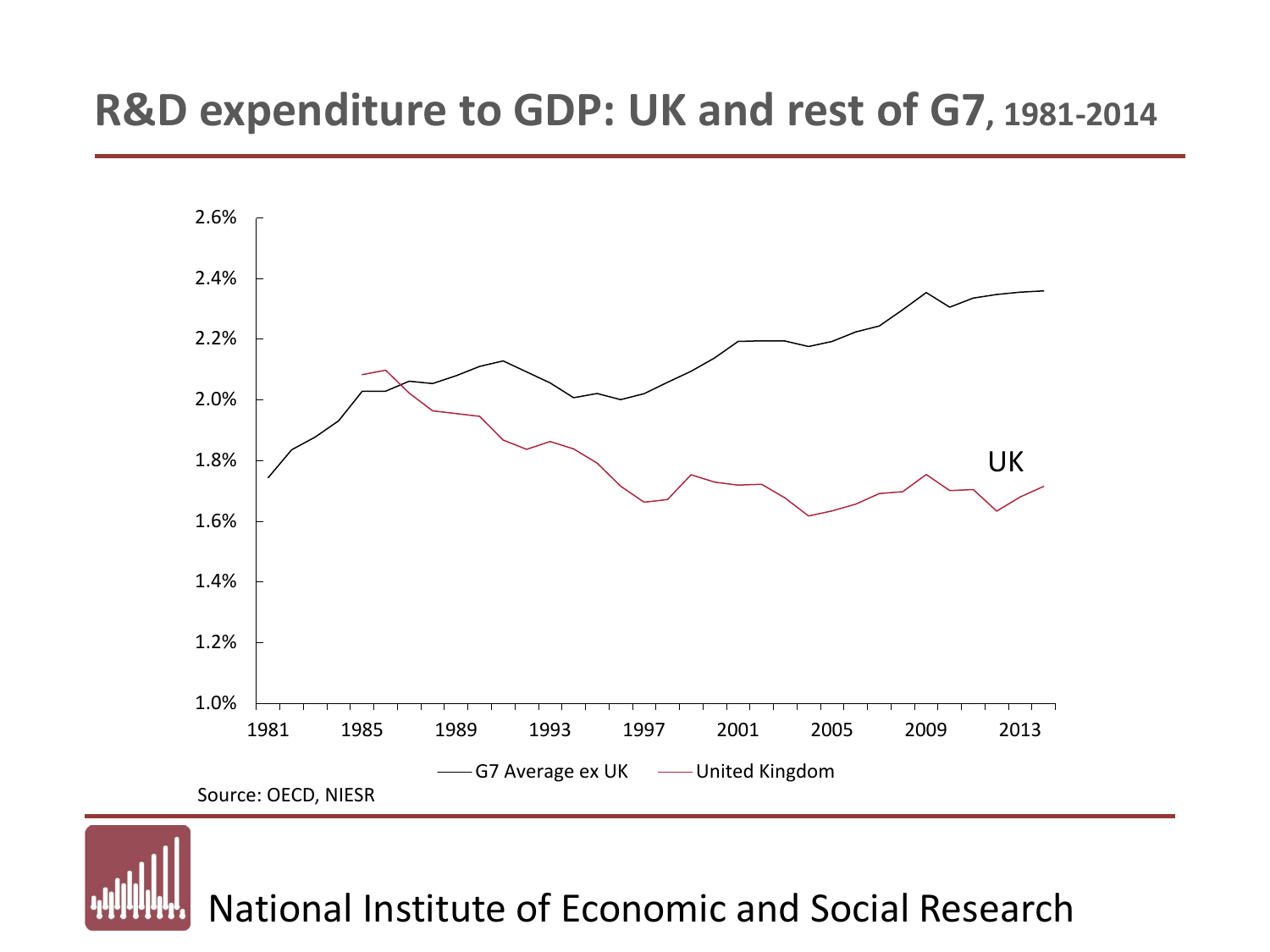# R&D expenditure to GDP: UK and rest of G7, 1981-2014

2.6%
2.4%
2.2%
2.0%
1.8%
1.6%
1.4%
1.2%
1.0%

1981 1985 1989 1993 1997 2001 2005 2009 2013

UK

G7 Average ex UK — United Kingdom

Source: OECD, NIESR

National Institute of Economic and Social Research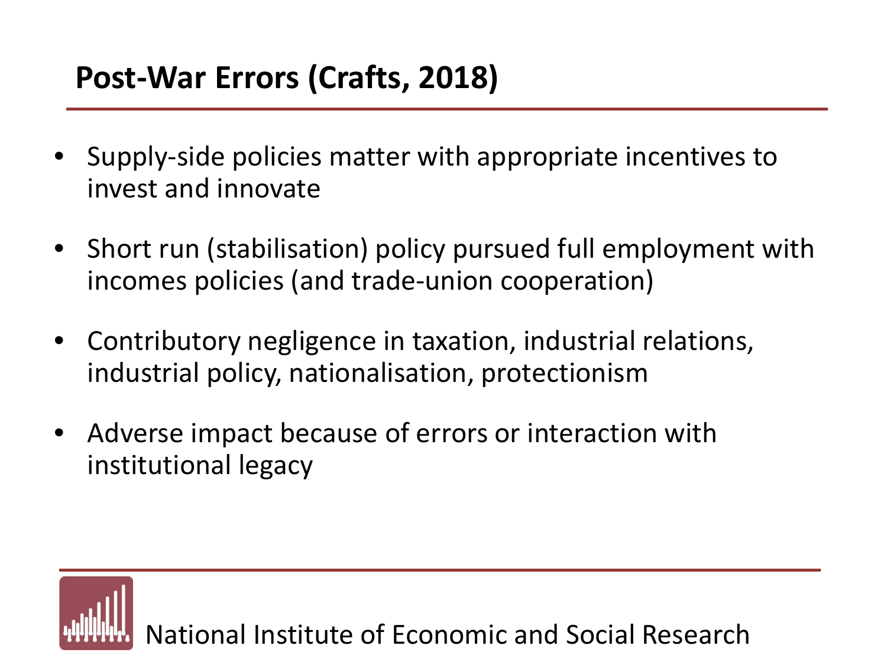# Post-War Errors (Crafts, 2018)

- Supply-side policies matter with appropriate incentives to invest and innovate
- Short run (stabilisation) policy pursued full employment with incomes policies (and trade-union cooperation)
- Contributory negligence in taxation, industrial relations, industrial policy, nationalisation, protectionism
- Adverse impact because of errors or interaction with institutional legacy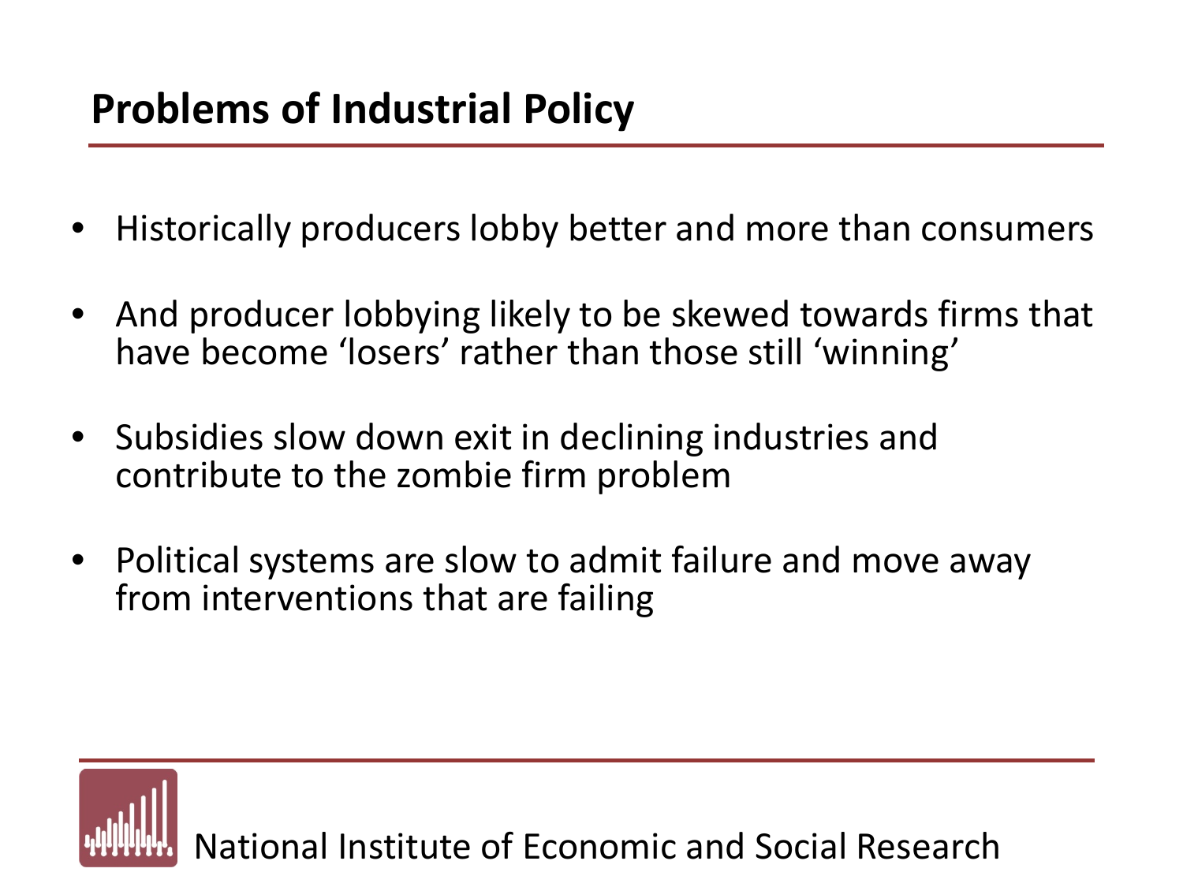## Problems of Industrial Policy

- Historically producers lobby better and more than consumers
- And producer lobbying likely to be skewed towards firms that have become 'losers' rather than those still 'winning'
- Subsidies slow down exit in declining industries and contribute to the zombie firm problem
- Political systems are slow to admit failure and move away from interventions that are failing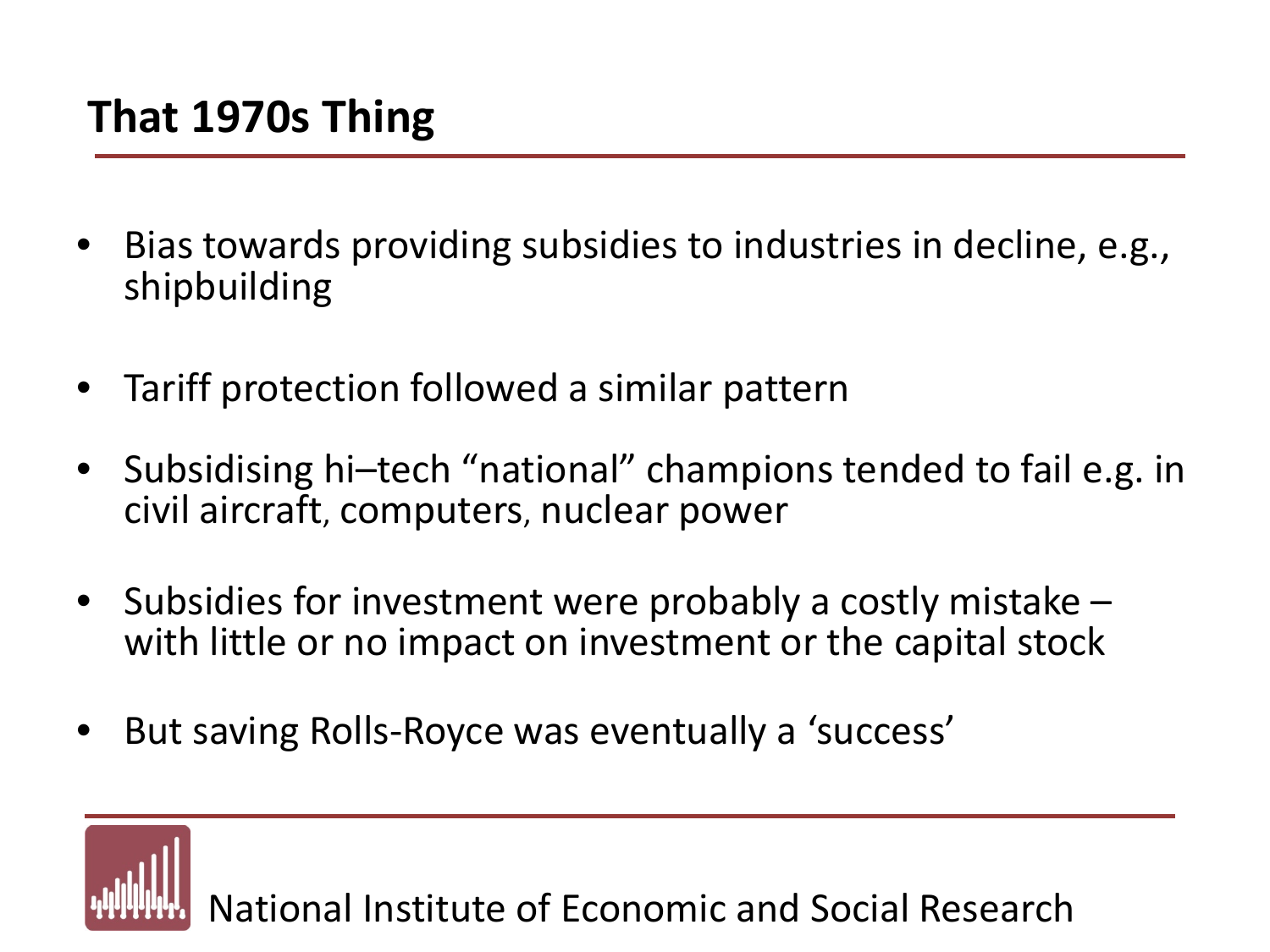## That 1970s Thing

- Bias towards providing subsidies to industries in decline, e.g., shipbuilding
- Tariff protection followed a similar pattern
- Subsidising hi–tech "national" champions tended to fail e.g. in civil aircraft, computers, nuclear power
- Subsidies for investment were probably a costly mistake – with little or no impact on investment or the capital stock
- But saving Rolls-Royce was eventually a 'success'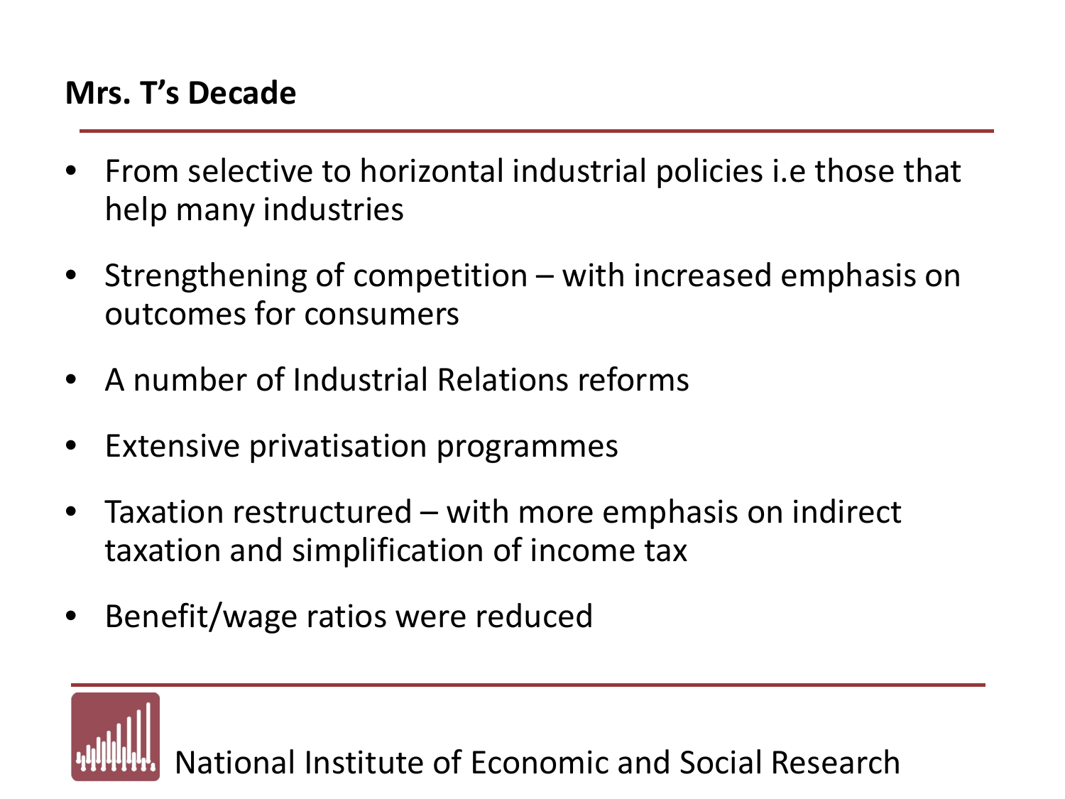## Mrs. T's Decade

- From selective to horizontal industrial policies i.e those that help many industries
- Strengthening of competition – with increased emphasis on outcomes for consumers
- A number of Industrial Relations reforms
- Extensive privatisation programmes
- Taxation restructured – with more emphasis on indirect taxation and simplification of income tax
- Benefit/wage ratios were reduced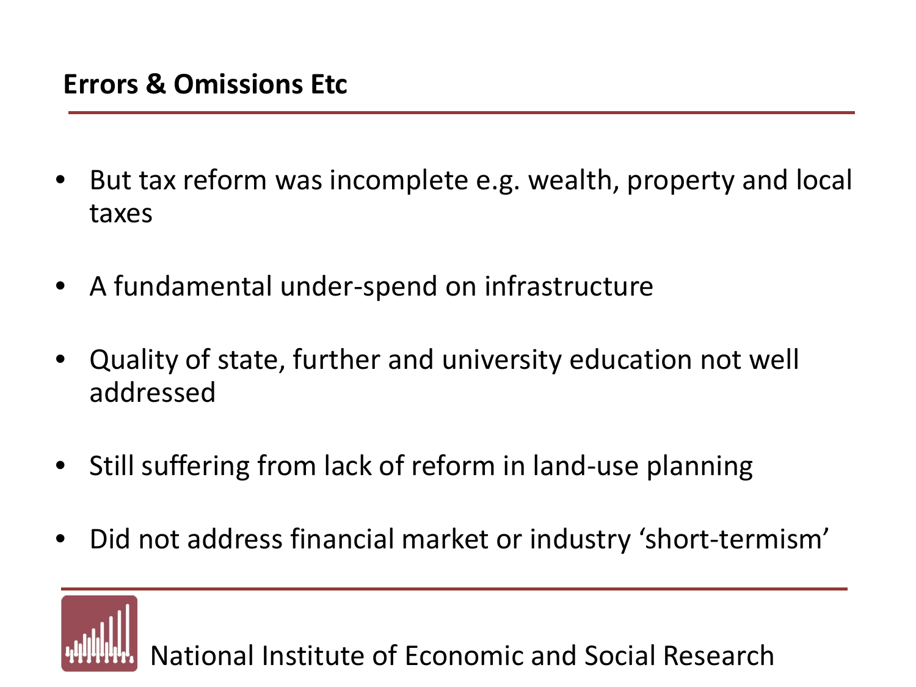## Errors & Omissions Etc

- But tax reform was incomplete e.g. wealth, property and local taxes
- A fundamental under-spend on infrastructure
- Quality of state, further and university education not well addressed
- Still suffering from lack of reform in land-use planning
- Did not address financial market or industry ‘short-termism’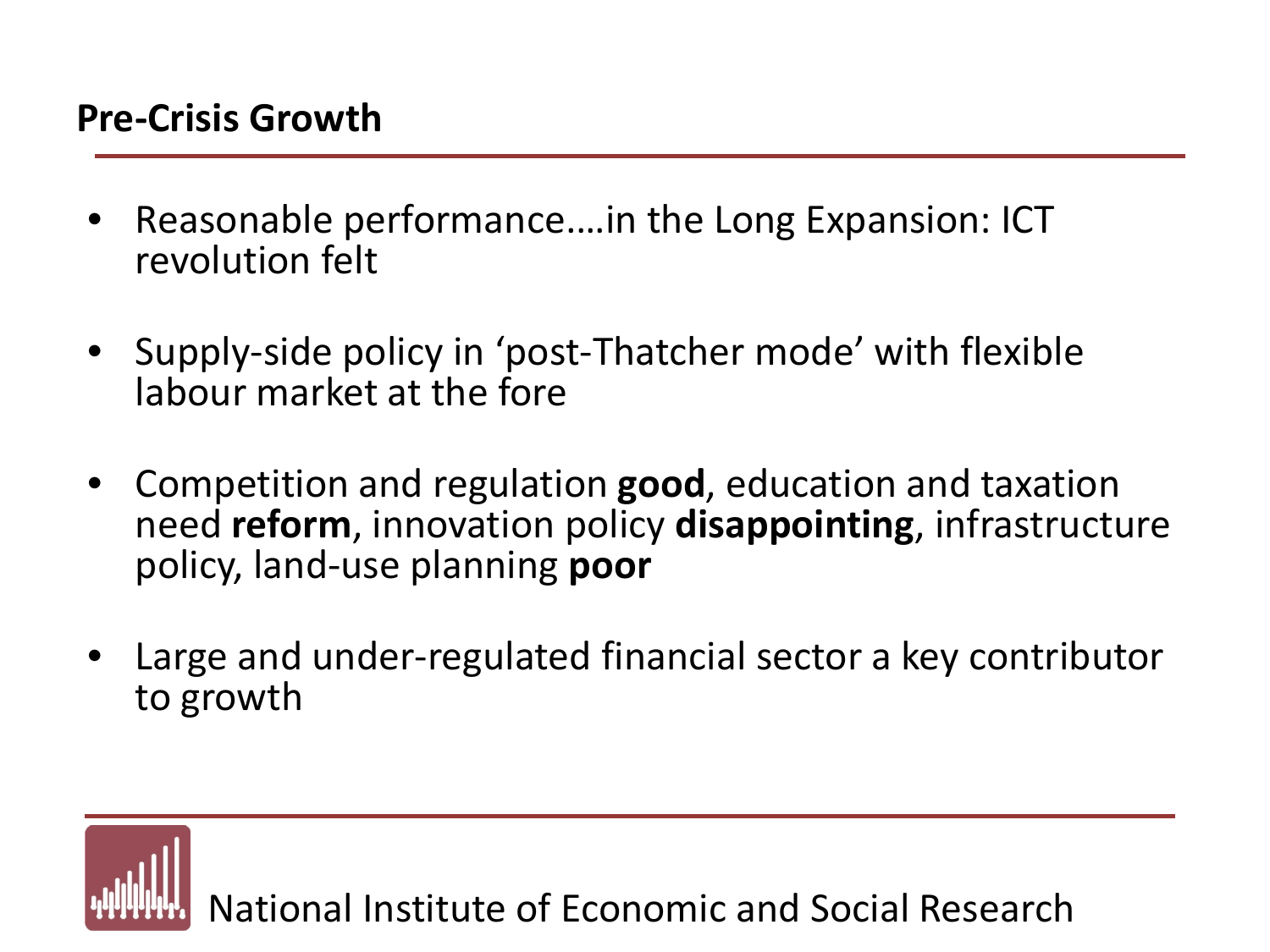## Pre-Crisis Growth

- Reasonable performance….in the Long Expansion: ICT revolution felt
- Supply-side policy in 'post-Thatcher mode' with flexible labour market at the fore
- Competition and regulation **good**, education and taxation need **reform**, innovation policy **disappointing**, infrastructure policy, land-use planning **poor**
- Large and under-regulated financial sector a key contributor to growth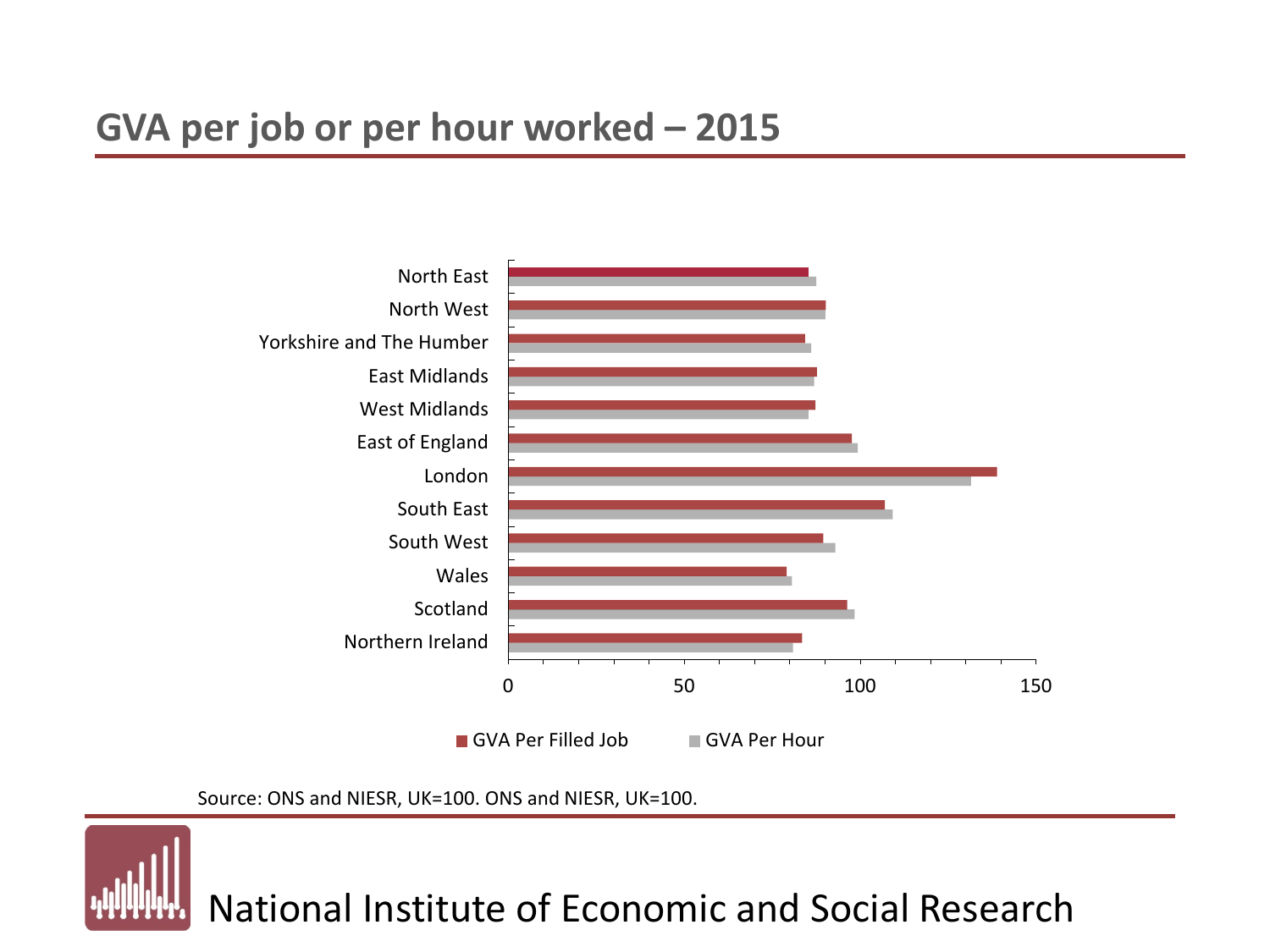## GVA per job or per hour worked – 2015

North East
North West
Yorkshire and The Humber
East Midlands
West Midlands
East of England
London
South East
South West
Wales
Scotland
Northern Ireland

0 50 100 150

GVA Per Filled Job    GVA Per Hour

Source: ONS and NIESR, UK=100. ONS and NIESR, UK=100.

National Institute of Economic and Social Research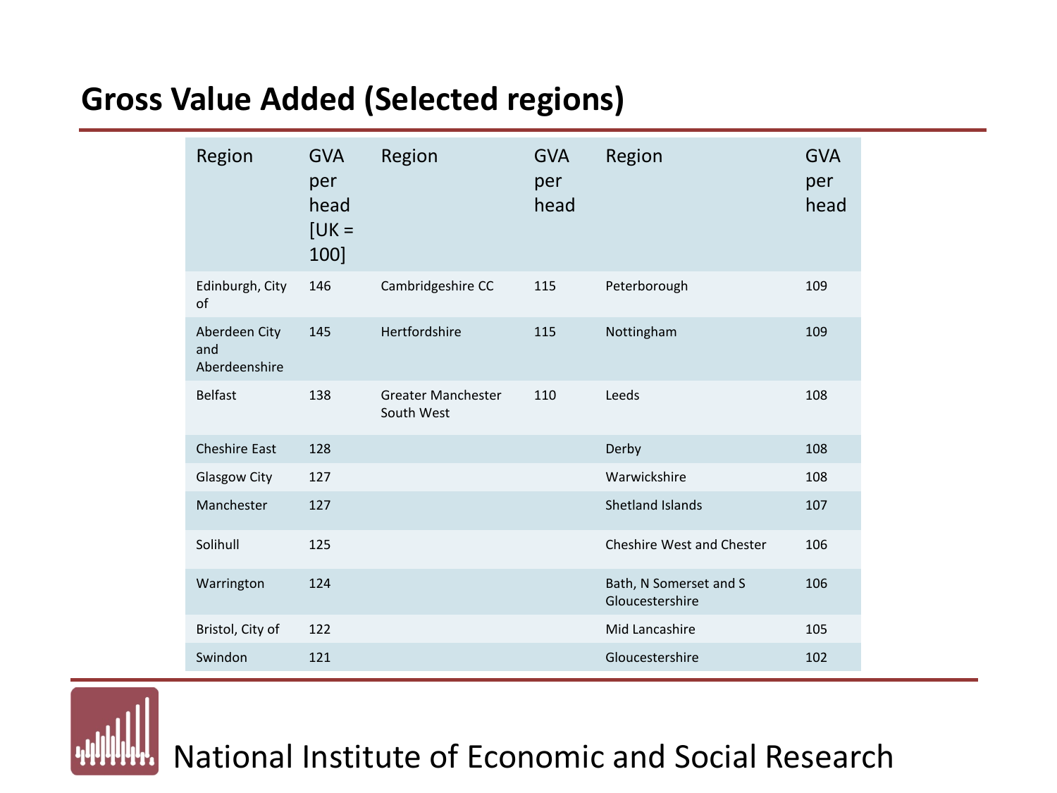## Gross Value Added (Selected regions)

| Region | GVA per head [UK = 100] | Region | GVA per head | Region | GVA per head |
|---|---|---|---|---|---|
| Edinburgh, City of | 146 | Cambridgeshire CC | 115 | Peterborough | 109 |
| Aberdeen City and Aberdeenshire | 145 | Hertfordshire | 115 | Nottingham | 109 |
| Belfast | 138 | Greater Manchester South West | 110 | Leeds | 108 |
| Cheshire East | 128 | | | Derby | 108 |
| Glasgow City | 127 | | | Warwickshire | 108 |
| Manchester | 127 | | | Shetland Islands | 107 |
| Solihull | 125 | | | Cheshire West and Chester | 106 |
| Warrington | 124 | | | Bath, N Somerset and S Gloucestershire | 106 |
| Bristol, City of | 122 | | | Mid Lancashire | 105 |
| Swindon | 121 | | | Gloucestershire | 102 |

National Institute of Economic and Social Research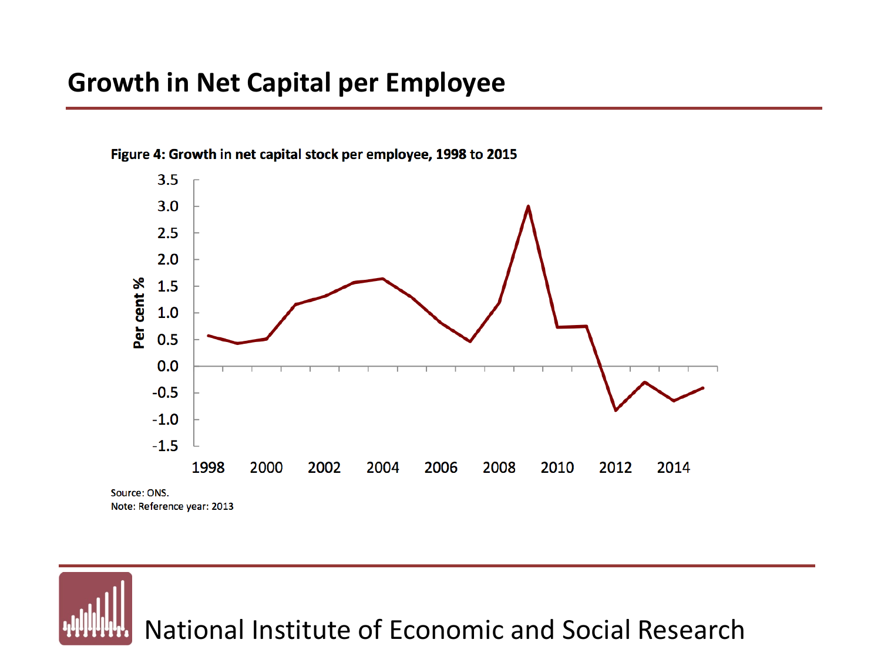# Growth in Net Capital per Employee

**Figure 4: Growth in net capital stock per employee, 1998 to 2015**

Source: ONS.
Note: Reference year: 2013

National Institute of Economic and Social Research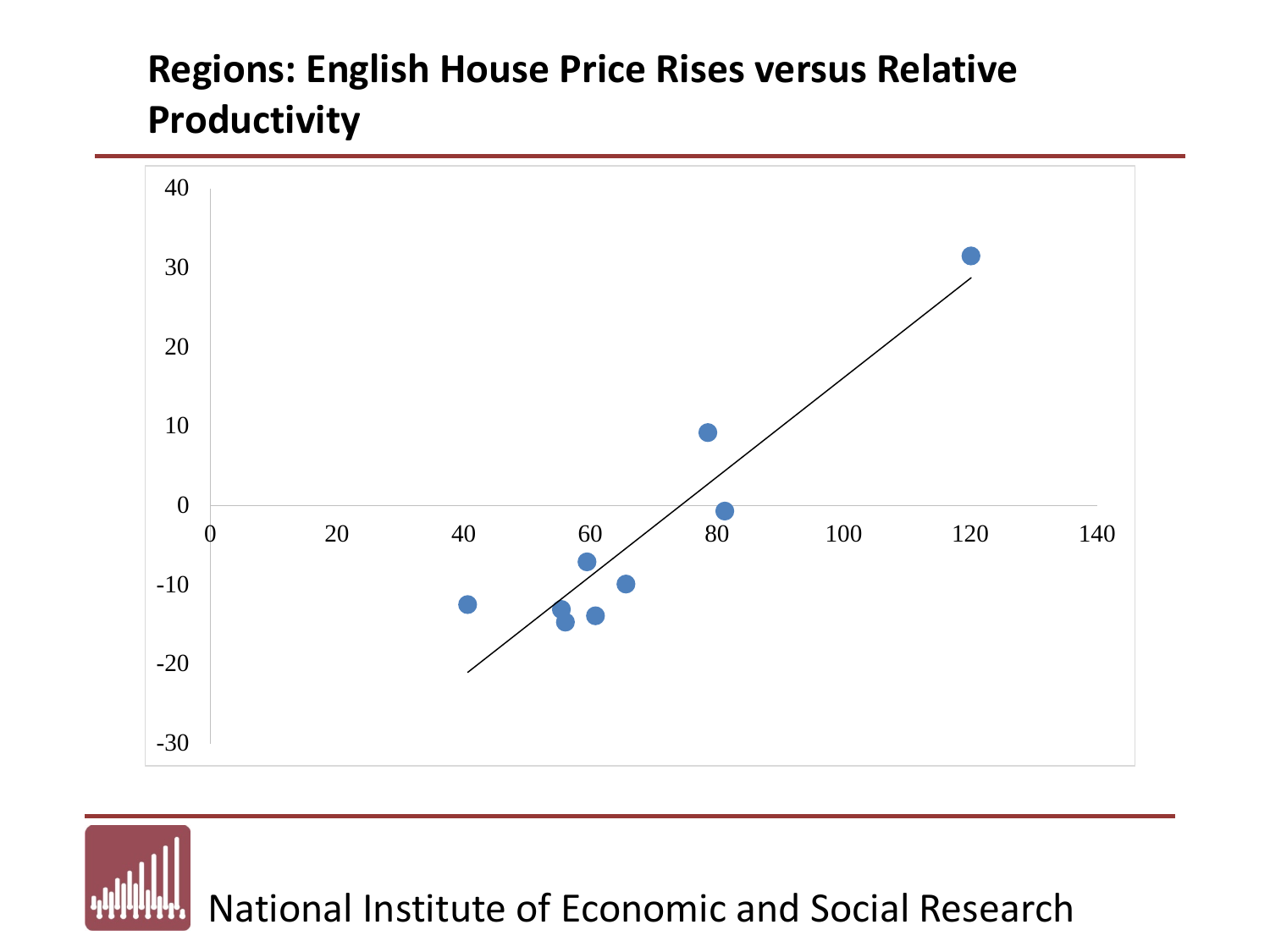## Regions: English House Price Rises versus Relative Productivity

National Institute of Economic and Social Research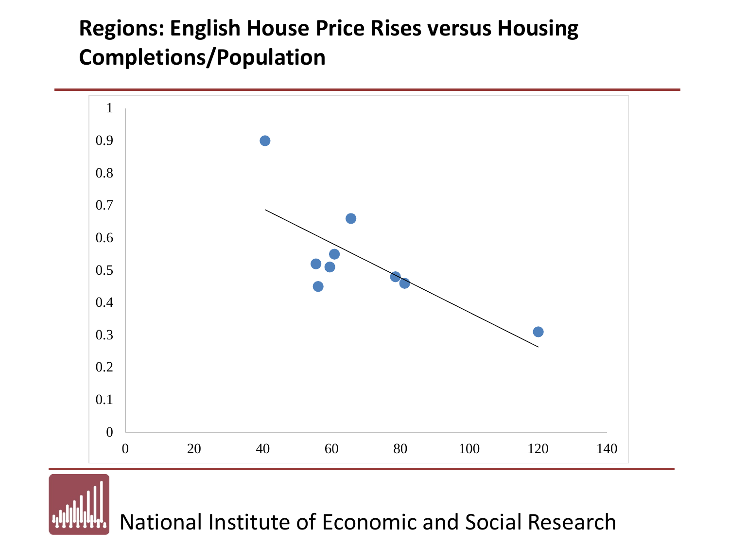# Regions: English House Price Rises versus Housing Completions/Population

1

0.9

0.8

0.7

0.6

0.5

0.4

0.3

0.2

0.1

0

0 20 40 60 80 100 120 140

National Institute of Economic and Social Research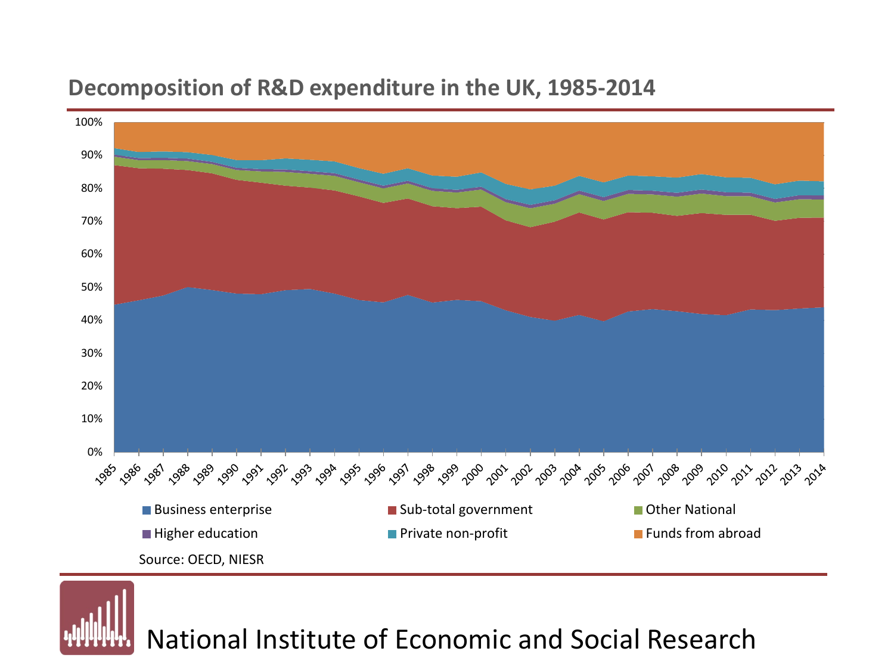## Decomposition of R&D expenditure in the UK, 1985-2014

100%
90%
80%
70%
60%
50%
40%
30%
20%
10%
0%

1985 1986 1987 1988 1989 1990 1991 1992 1993 1994 1995 1996 1997 1998 1999 2000 2001 2002 2003 2004 2005 2006 2007 2008 2009 2010 2011 2012 2013 2014

- Business enterprise
- Sub-total government
- Other National
- Higher education
- Private non-profit
- Funds from abroad

Source: OECD, NIESR

National Institute of Economic and Social Research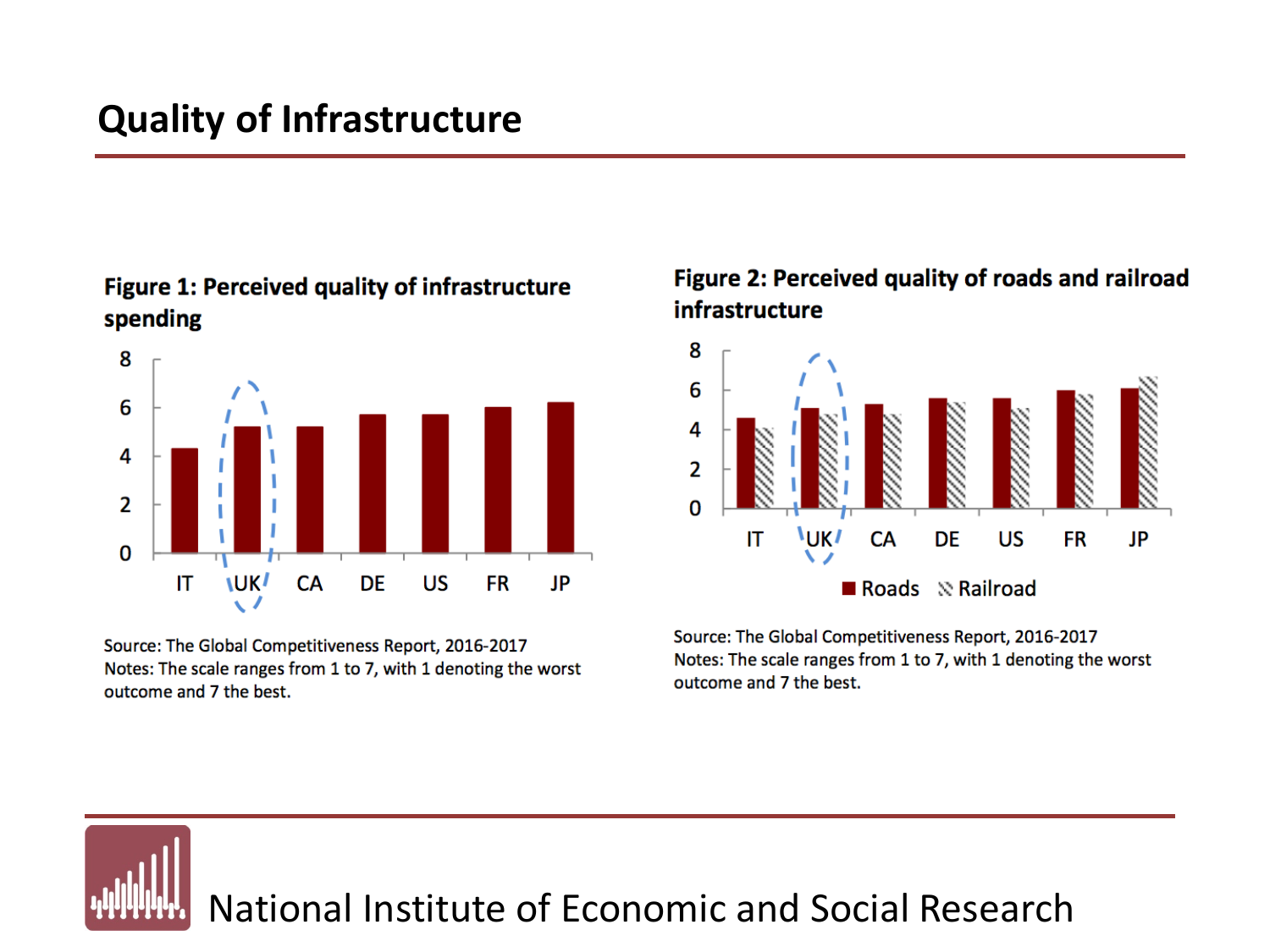## Quality of Infrastructure

**Figure 1: Perceived quality of infrastructure spending**

Source: The Global Competitiveness Report, 2016-2017
Notes: The scale ranges from 1 to 7, with 1 denoting the worst outcome and 7 the best.

**Figure 2: Perceived quality of roads and railroad infrastructure**

Source: The Global Competitiveness Report, 2016-2017
Notes: The scale ranges from 1 to 7, with 1 denoting the worst outcome and 7 the best.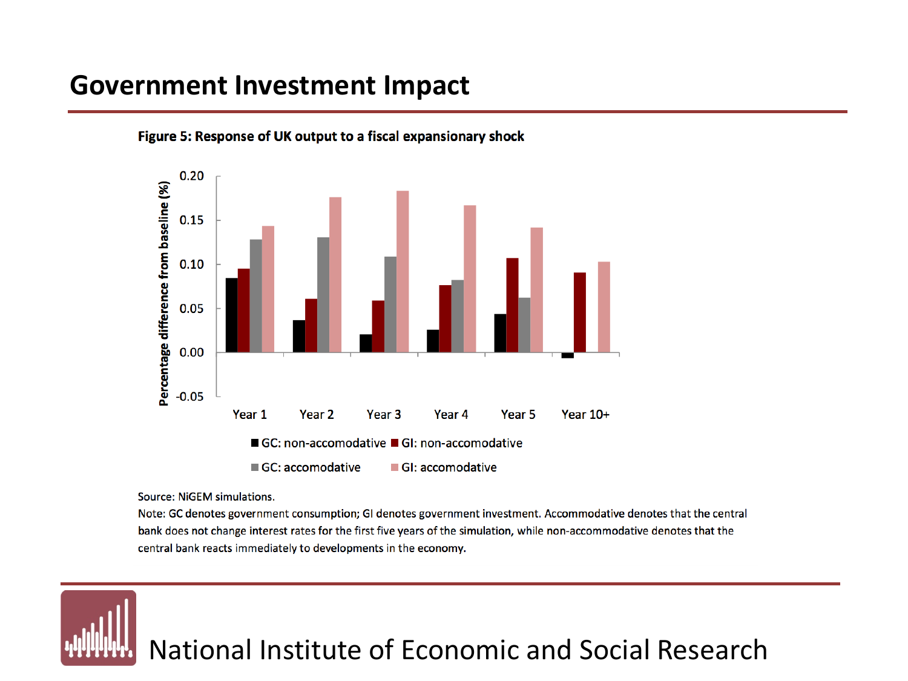# Government Investment Impact

**Figure 5: Response of UK output to a fiscal expansionary shock**

Source: NiGEM simulations.

Note: GC denotes government consumption; GI denotes government investment. Accommodative denotes that the central bank does not change interest rates for the first five years of the simulation, while non-accommodative denotes that the central bank reacts immediately to developments in the economy.

National Institute of Economic and Social Research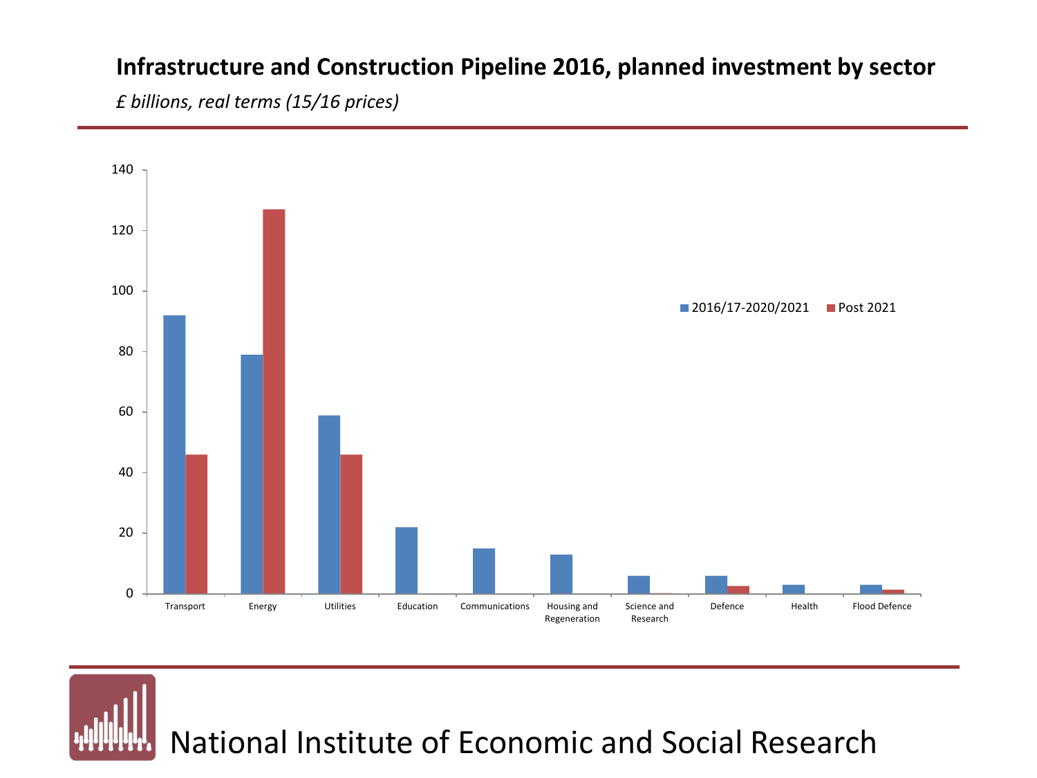## Infrastructure and Construction Pipeline 2016, planned investment by sector

*£ billions, real terms (15/16 prices)*

| Sector | 2016/17-2020/2021 | Post 2021 |
|---|---|---|
| Transport | 92 | 46 |
| Energy | 79 | 127 |
| Utilities | 59 | 46 |
| Education | 22 | |
| Communications | 15 | |
| Housing and Regeneration | 13 | |
| Science and Research | 6 | |
| Defence | 6 | 2.5 |
| Health | 3 | |
| Flood Defence | 3 | 1.5 |

National Institute of Economic and Social Research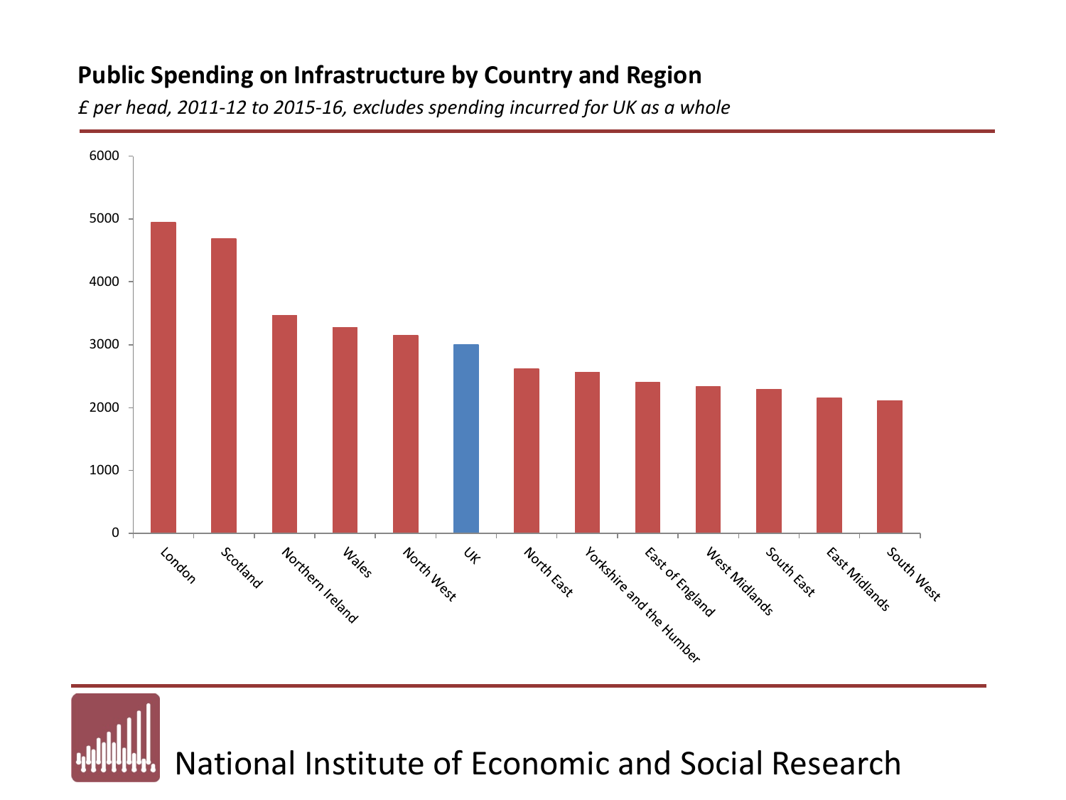## Public Spending on Infrastructure by Country and Region

*£ per head, 2011-12 to 2015-16, excludes spending incurred for UK as a whole*

| Country/Region | £ per head (approx.) |
|---|---|
| London | 4950 |
| Scotland | 4690 |
| Northern Ireland | 3470 |
| Wales | 3280 |
| North West | 3150 |
| UK | 3000 |
| North East | 2620 |
| Yorkshire and the Humber | 2560 |
| East of England | 2400 |
| West Midlands | 2340 |
| South East | 2290 |
| East Midlands | 2160 |
| South West | 2110 |

National Institute of Economic and Social Research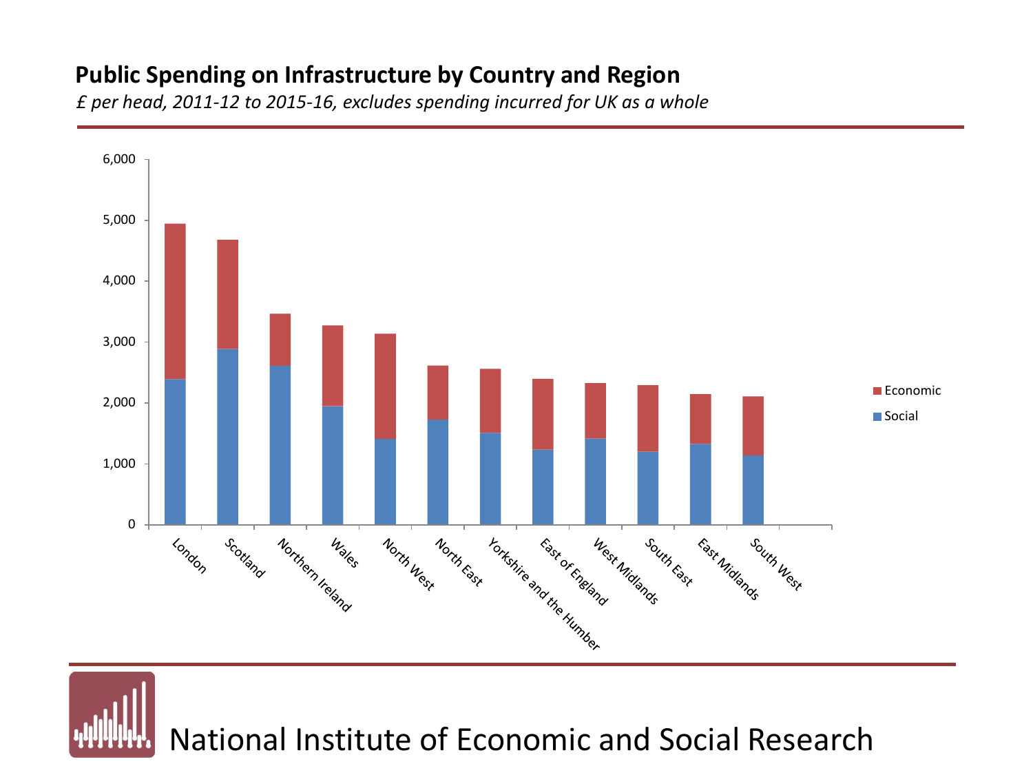## Public Spending on Infrastructure by Country and Region

*£ per head, 2011-12 to 2015-16, excludes spending incurred for UK as a whole*

National Institute of Economic and Social Research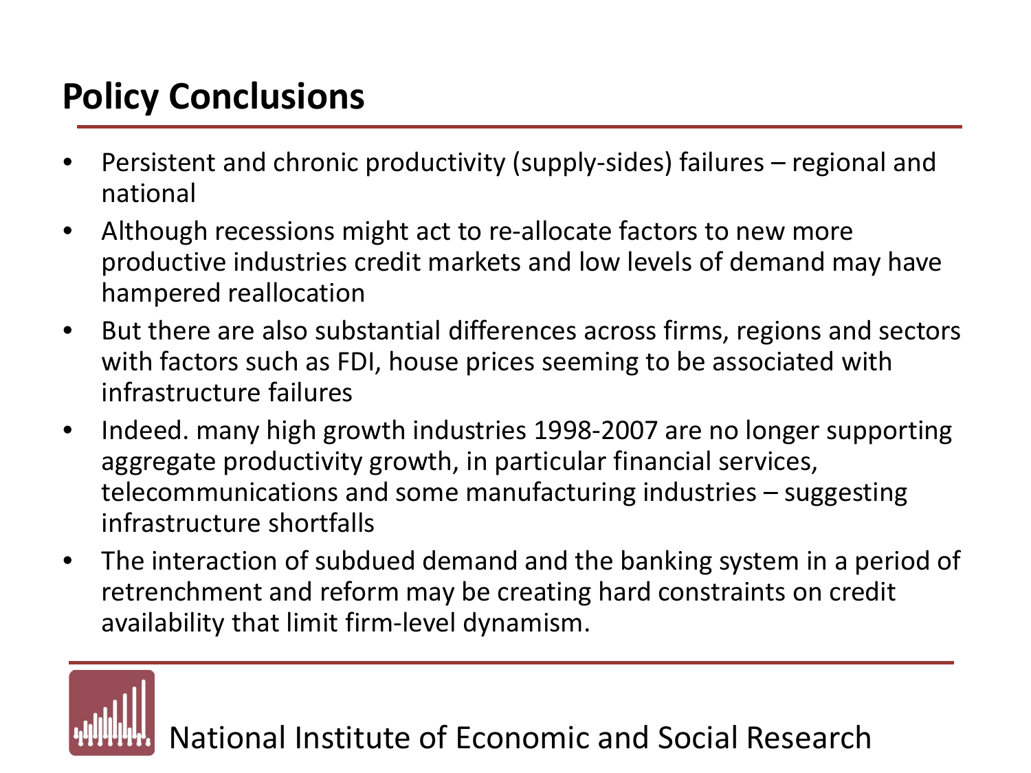## Policy Conclusions

- Persistent and chronic productivity (supply-sides) failures – regional and national
- Although recessions might act to re-allocate factors to new more productive industries credit markets and low levels of demand may have hampered reallocation
- But there are also substantial differences across firms, regions and sectors with factors such as FDI, house prices seeming to be associated with infrastructure failures
- Indeed. many high growth industries 1998-2007 are no longer supporting aggregate productivity growth, in particular financial services, telecommunications and some manufacturing industries – suggesting infrastructure shortfalls
- The interaction of subdued demand and the banking system in a period of retrenchment and reform may be creating hard constraints on credit availability that limit firm-level dynamism.

National Institute of Economic and Social Research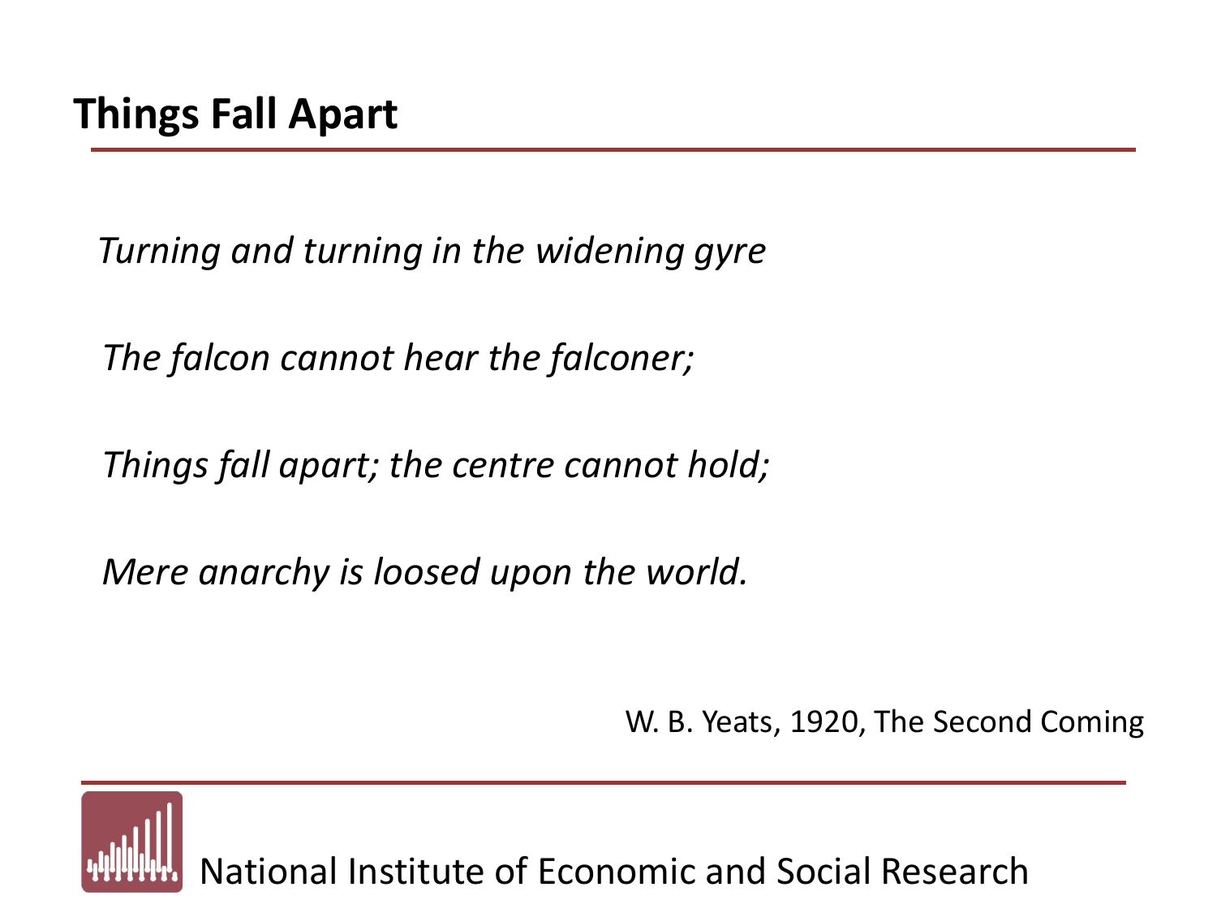## Things Fall Apart

*Turning and turning in the widening gyre*

*The falcon cannot hear the falconer;*

*Things fall apart; the centre cannot hold;*

*Mere anarchy is loosed upon the world.*

W. B. Yeats, 1920, The Second Coming

National Institute of Economic and Social Research